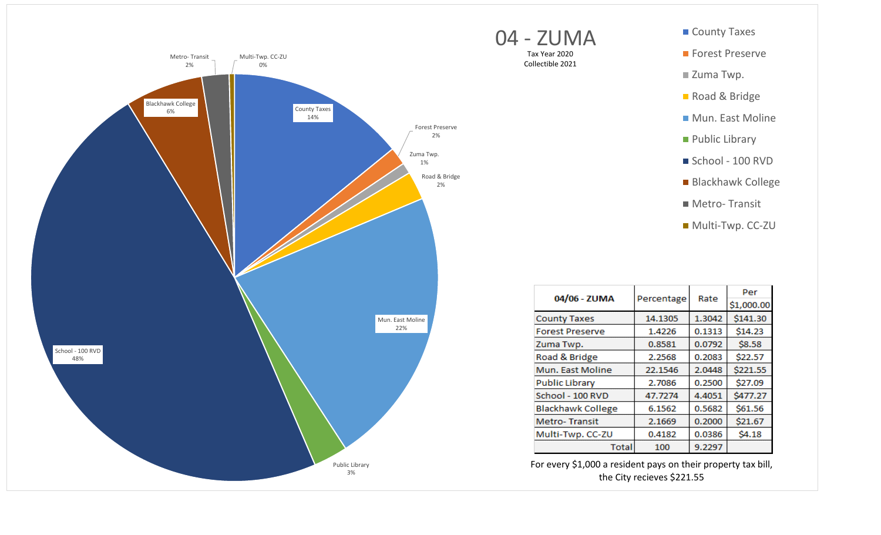# 04 - ZUMA

Tax Year 2020
Collectible 2021

| 04/06 - ZUMA | Percentage | Rate | Per $1,000.00 |
|---|---|---|---|
| County Taxes | 14.1305 | 1.3042 | $141.30 |
| Forest Preserve | 1.4226 | 0.1313 | $14.23 |
| Zuma Twp. | 0.8581 | 0.0792 | $8.58 |
| Road & Bridge | 2.2568 | 0.2083 | $22.57 |
| Mun. East Moline | 22.1546 | 2.0448 | $221.55 |
| Public Library | 2.7086 | 0.2500 | $27.09 |
| School - 100 RVD | 47.7274 | 4.4051 | $477.27 |
| Blackhawk College | 6.1562 | 0.5682 | $61.56 |
| Metro- Transit | 2.1669 | 0.2000 | $21.67 |
| Multi-Twp. CC-ZU | 0.4182 | 0.0386 | $4.18 |
| Total | 100 | 9.2297 | |

For every $1,000 a resident pays on their property tax bill, the City recieves $221.55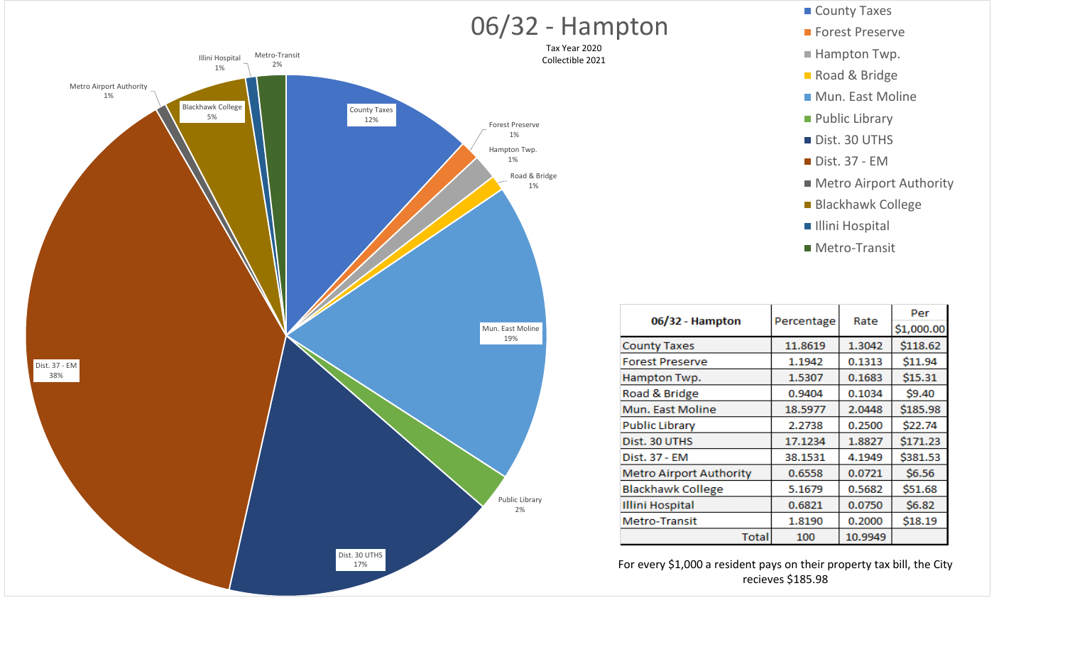# 06/32 - Hampton

Tax Year 2020
Collectible 2021

| 06/32 - Hampton | Percentage | Rate | Per $1,000.00 |
|---|---|---|---|
| County Taxes | 11.8619 | 1.3042 | $118.62 |
| Forest Preserve | 1.1942 | 0.1313 | $11.94 |
| Hampton Twp. | 1.5307 | 0.1683 | $15.31 |
| Road & Bridge | 0.9404 | 0.1034 | $9.40 |
| Mun. East Moline | 18.5977 | 2.0448 | $185.98 |
| Public Library | 2.2738 | 0.2500 | $22.74 |
| Dist. 30 UTHS | 17.1234 | 1.8827 | $171.23 |
| Dist. 37 - EM | 38.1531 | 4.1949 | $381.53 |
| Metro Airport Authority | 0.6558 | 0.0721 | $6.56 |
| Blackhawk College | 5.1679 | 0.5682 | $51.68 |
| Illini Hospital | 0.6821 | 0.0750 | $6.82 |
| Metro-Transit | 1.8190 | 0.2000 | $18.19 |
| Total | 100 | 10.9949 | |

For every $1,000 a resident pays on their property tax bill, the City recieves $185.98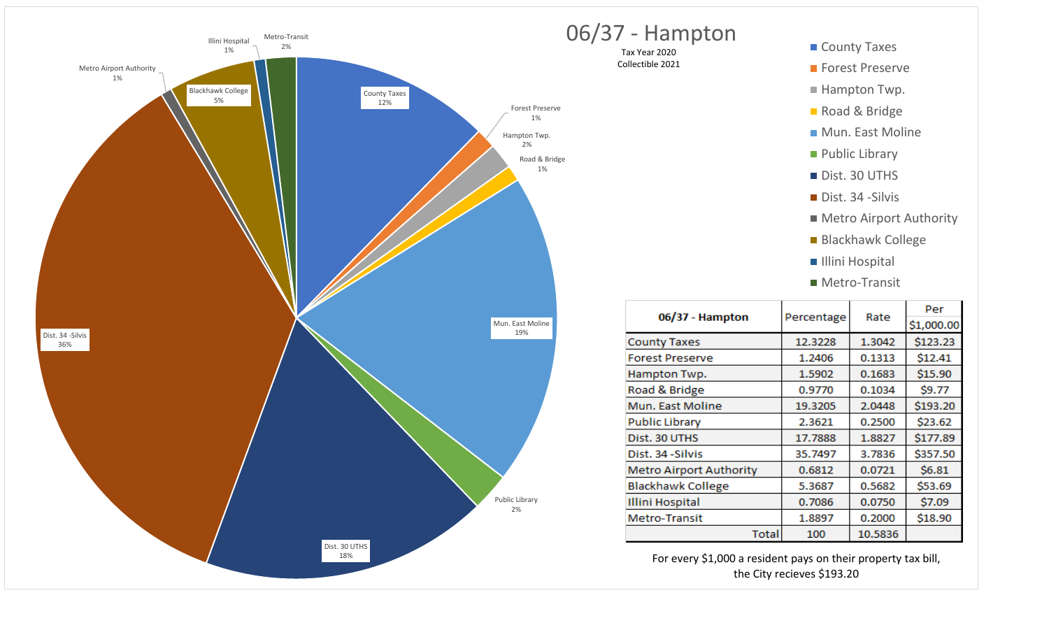# 06/37 - Hampton

Tax Year 2020
Collectible 2021

| 06/37 - Hampton | Percentage | Rate | Per $1,000.00 |
|---|---|---|---|
| County Taxes | 12.3228 | 1.3042 | $123.23 |
| Forest Preserve | 1.2406 | 0.1313 | $12.41 |
| Hampton Twp. | 1.5902 | 0.1683 | $15.90 |
| Road & Bridge | 0.9770 | 0.1034 | $9.77 |
| Mun. East Moline | 19.3205 | 2.0448 | $193.20 |
| Public Library | 2.3621 | 0.2500 | $23.62 |
| Dist. 30 UTHS | 17.7888 | 1.8827 | $177.89 |
| Dist. 34 -Silvis | 35.7497 | 3.7836 | $357.50 |
| Metro Airport Authority | 0.6812 | 0.0721 | $6.81 |
| Blackhawk College | 5.3687 | 0.5682 | $53.69 |
| Illini Hospital | 0.7086 | 0.0750 | $7.09 |
| Metro-Transit | 1.8897 | 0.2000 | $18.90 |
| Total | 100 | 10.5836 | |

For every $1,000 a resident pays on their property tax bill, the City recieves $193.20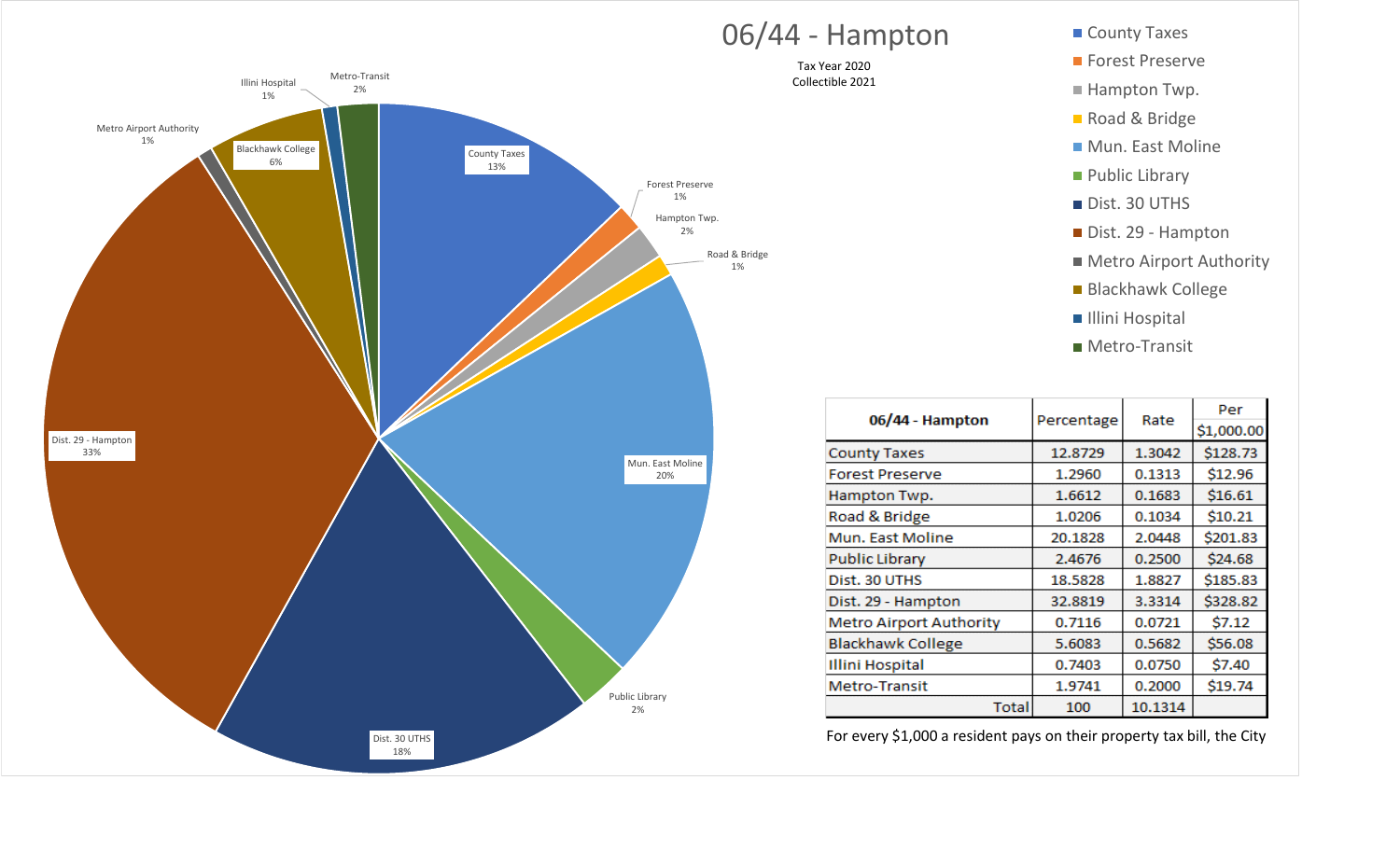# 06/44 - Hampton

Tax Year 2020
Collectible 2021

| 06/44 - Hampton | Percentage | Rate | Per $1,000.00 |
|---|---|---|---|
| County Taxes | 12.8729 | 1.3042 | $128.73 |
| Forest Preserve | 1.2960 | 0.1313 | $12.96 |
| Hampton Twp. | 1.6612 | 0.1683 | $16.61 |
| Road & Bridge | 1.0206 | 0.1034 | $10.21 |
| Mun. East Moline | 20.1828 | 2.0448 | $201.83 |
| Public Library | 2.4676 | 0.2500 | $24.68 |
| Dist. 30 UTHS | 18.5828 | 1.8827 | $185.83 |
| Dist. 29 - Hampton | 32.8819 | 3.3314 | $328.82 |
| Metro Airport Authority | 0.7116 | 0.0721 | $7.12 |
| Blackhawk College | 5.6083 | 0.5682 | $56.08 |
| Illini Hospital | 0.7403 | 0.0750 | $7.40 |
| Metro-Transit | 1.9741 | 0.2000 | $19.74 |
| Total | 100 | 10.1314 | |

For every $1,000 a resident pays on their property tax bill, the City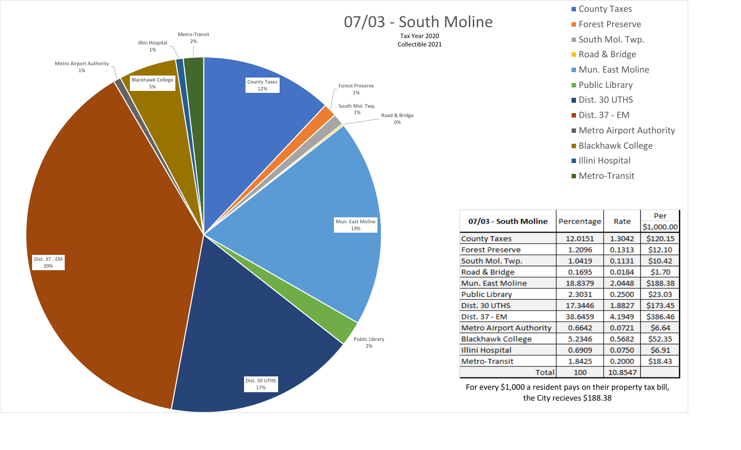# 07/03 - South Moline

Tax Year 2020
Collectible 2021

| 07/03 - South Moline | Percentage | Rate | Per $1,000.00 |
|---|---|---|---|
| County Taxes | 12.0151 | 1.3042 | $120.15 |
| Forest Preserve | 1.2096 | 0.1313 | $12.10 |
| South Mol. Twp. | 1.0419 | 0.1131 | $10.42 |
| Road & Bridge | 0.1695 | 0.0184 | $1.70 |
| Mun. East Moline | 18.8379 | 2.0448 | $188.38 |
| Public Library | 2.3031 | 0.2500 | $23.03 |
| Dist. 30 UTHS | 17.3446 | 1.8827 | $173.45 |
| Dist. 37 - EM | 38.6459 | 4.1949 | $386.46 |
| Metro Airport Authority | 0.6642 | 0.0721 | $6.64 |
| Blackhawk College | 5.2346 | 0.5682 | $52.35 |
| Illini Hospital | 0.6909 | 0.0750 | $6.91 |
| Metro-Transit | 1.8425 | 0.2000 | $18.43 |
| Total | 100 | 10.8547 | |

For every $1,000 a resident pays on their property tax bill, the City recieves $188.38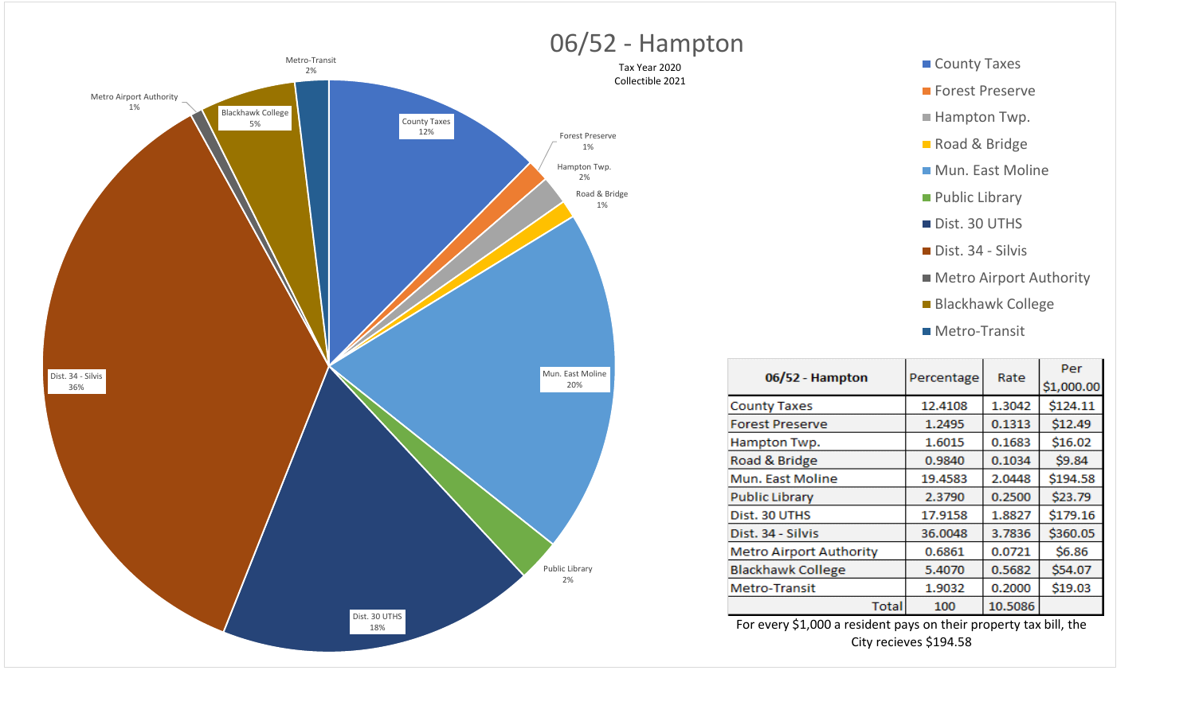# 06/52 - Hampton

Tax Year 2020
Collectible 2021

| 06/52 - Hampton | Percentage | Rate | Per $1,000.00 |
|---|---|---|---|
| County Taxes | 12.4108 | 1.3042 | $124.11 |
| Forest Preserve | 1.2495 | 0.1313 | $12.49 |
| Hampton Twp. | 1.6015 | 0.1683 | $16.02 |
| Road & Bridge | 0.9840 | 0.1034 | $9.84 |
| Mun. East Moline | 19.4583 | 2.0448 | $194.58 |
| Public Library | 2.3790 | 0.2500 | $23.79 |
| Dist. 30 UTHS | 17.9158 | 1.8827 | $179.16 |
| Dist. 34 - Silvis | 36.0048 | 3.7836 | $360.05 |
| Metro Airport Authority | 0.6861 | 0.0721 | $6.86 |
| Blackhawk College | 5.4070 | 0.5682 | $54.07 |
| Metro-Transit | 1.9032 | 0.2000 | $19.03 |
| Total | 100 | 10.5086 | |

For every $1,000 a resident pays on their property tax bill, the City recieves $194.58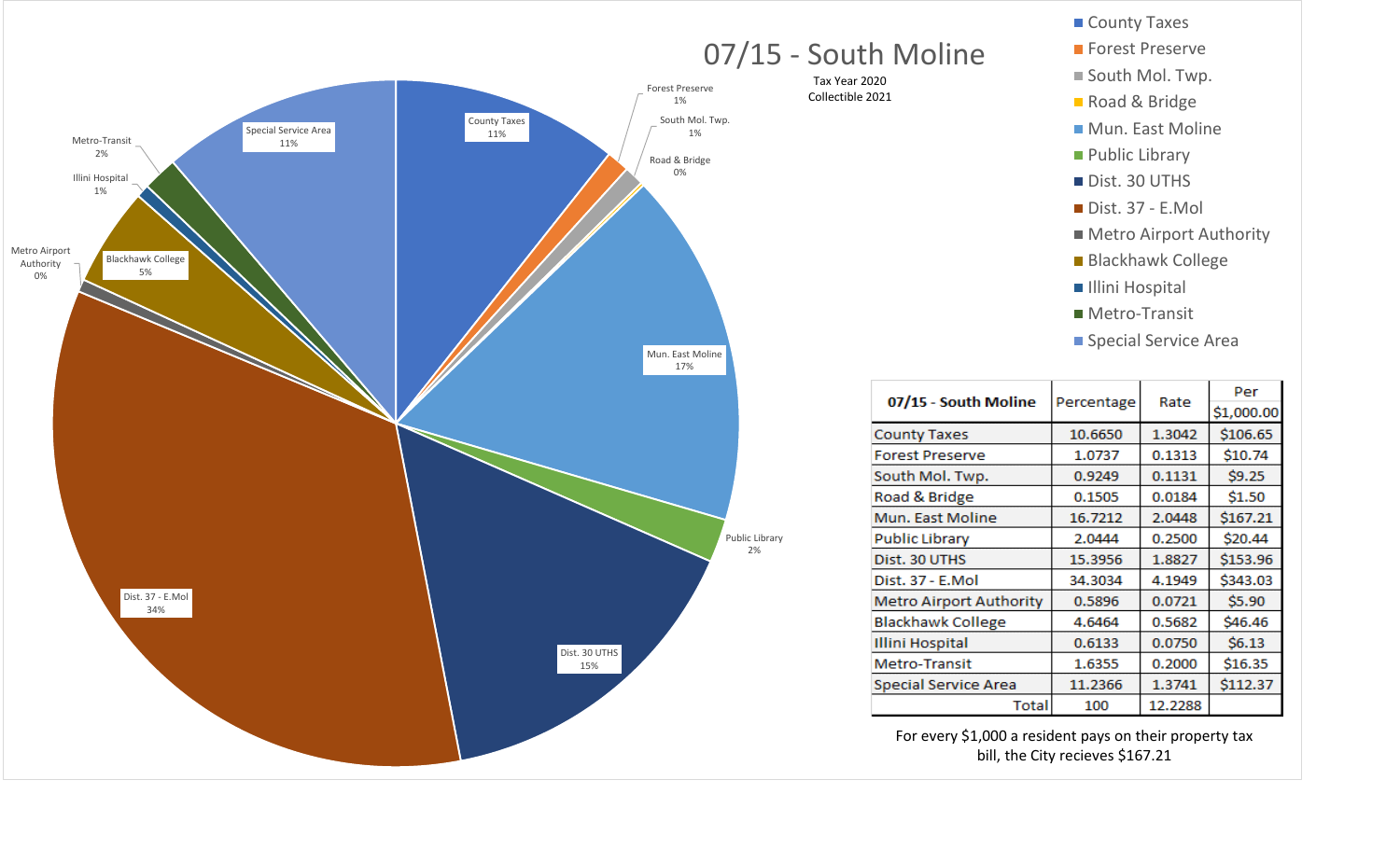# 07/15 - South Moline

Tax Year 2020
Collectible 2021

County Taxes
11%

Forest Preserve
1%

South Mol. Twp.
1%

Road & Bridge
0%

Mun. East Moline
17%

Public Library
2%

Dist. 30 UTHS
15%

Dist. 37 - E.Mol
34%

Metro Airport Authority
0%

Blackhawk College
5%

Illini Hospital
1%

Metro-Transit
2%

Special Service Area
11%

- County Taxes
- Forest Preserve
- South Mol. Twp.
- Road & Bridge
- Mun. East Moline
- Public Library
- Dist. 30 UTHS
- Dist. 37 - E.Mol
- Metro Airport Authority
- Blackhawk College
- Illini Hospital
- Metro-Transit
- Special Service Area

| 07/15 - South Moline | Percentage | Rate | Per $1,000.00 |
|---|---|---|---|
| County Taxes | 10.6650 | 1.3042 | $106.65 |
| Forest Preserve | 1.0737 | 0.1313 | $10.74 |
| South Mol. Twp. | 0.9249 | 0.1131 | $9.25 |
| Road & Bridge | 0.1505 | 0.0184 | $1.50 |
| Mun. East Moline | 16.7212 | 2.0448 | $167.21 |
| Public Library | 2.0444 | 0.2500 | $20.44 |
| Dist. 30 UTHS | 15.3956 | 1.8827 | $153.96 |
| Dist. 37 - E.Mol | 34.3034 | 4.1949 | $343.03 |
| Metro Airport Authority | 0.5896 | 0.0721 | $5.90 |
| Blackhawk College | 4.6464 | 0.5682 | $46.46 |
| Illini Hospital | 0.6133 | 0.0750 | $6.13 |
| Metro-Transit | 1.6355 | 0.2000 | $16.35 |
| Special Service Area | 11.2366 | 1.3741 | $112.37 |
| Total | 100 | 12.2288 | |

For every $1,000 a resident pays on their property tax bill, the City recieves $167.21